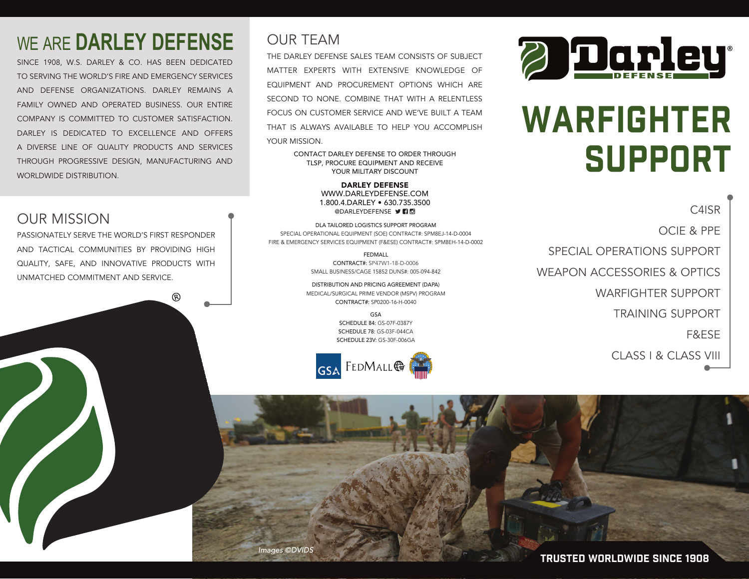# WE ARE DARLEY DEFENSE

SINCE 1908, W.S. DARLEY & CO. HAS BEEN DEDICATED TO SERVING THE WORLD'S FIRE AND EMERGENCY SERVICES AND DEFENSE ORGANIZATIONS. DARLEY REMAINS A FAMILY OWNED AND OPERATED BUSINESS. OUR ENTIRE COMPANY IS COMMITTED TO CUSTOMER SATISFACTION. DARLEY IS DEDICATED TO EXCELLENCE AND OFFERS A DIVERSE LINE OF QUALITY PRODUCTS AND SERVICES THROUGH PROGRESSIVE DESIGN, MANUFACTURING AND WORLDWIDE DISTRIBUTION.

## OUR MISSION

PASSIONATELY SERVE THE WORLD'S FIRST RESPONDER AND TACTICAL COMMUNITIES BY PROVIDING HIGH QUALITY, SAFE, AND INNOVATIVE PRODUCTS WITH UNMATCHED COMMITMENT AND SERVICE.

## OUR TEAM

THE DARLEY DEFENSE SALES TEAM CONSISTS OF SUBJECT MATTER EXPERTS WITH EXTENSIVE KNOWLEDGE OF EQUIPMENT AND PROCUREMENT OPTIONS WHICH ARE SECOND TO NONE. COMBINE THAT WITH A RELENTLESS FOCUS ON CUSTOMER SERVICE AND WE'VE BUILT A TEAM THAT IS ALWAYS AVAILABLE TO HELP YOU ACCOMPLISH YOUR MISSION.

CONTACT DARLEY DEFENSE TO ORDER THROUGH TLSP, PROCURE EQUIPMENT AND RECEIVE YOUR MILITARY DISCOUNT

**DARLEY DEFENSE**
WWW.DARLEYDEFENSE.COM
1.800.4.DARLEY • 630.735.3500
@DARLEYDEFENSE

DLA TAILORED LOGISTICS SUPPORT PROGRAM
SPECIAL OPERATIONAL EQUIPMENT (SOE) CONTRACT#: SPM8EJ-14-D-0004
FIRE & EMERGENCY SERVICES EQUIPMENT (F&ESE) CONTRACT#: SPM8EH-14-D-0002

FEDMALL
CONTRACT#: SP47W1-18-D-0006
SMALL BUSINESS/CAGE 15852 DUNS#: 005-094-842

DISTRIBUTION AND PRICING AGREEMENT (DAPA)
MEDICAL/SURGICAL PRIME VENDOR (MSPV) PROGRAM
CONTRACT#: SP0200-16-H-0040

GSA
SCHEDULE 84: GS-07F-0387Y
SCHEDULE 78: GS-03F-044CA
SCHEDULE 23V: GS-30F-006GA

GSA FEDMALL

Darley DEFENSE

# WARFIGHTER SUPPORT

- C4ISR
- OCIE & PPE
- SPECIAL OPERATIONS SUPPORT
- WEAPON ACCESSORIES & OPTICS
- WARFIGHTER SUPPORT
- TRAINING SUPPORT
- F&ESE
- CLASS I & CLASS VIII

*Images ©DVIDS*

**TRUSTED WORLDWIDE SINCE 1908**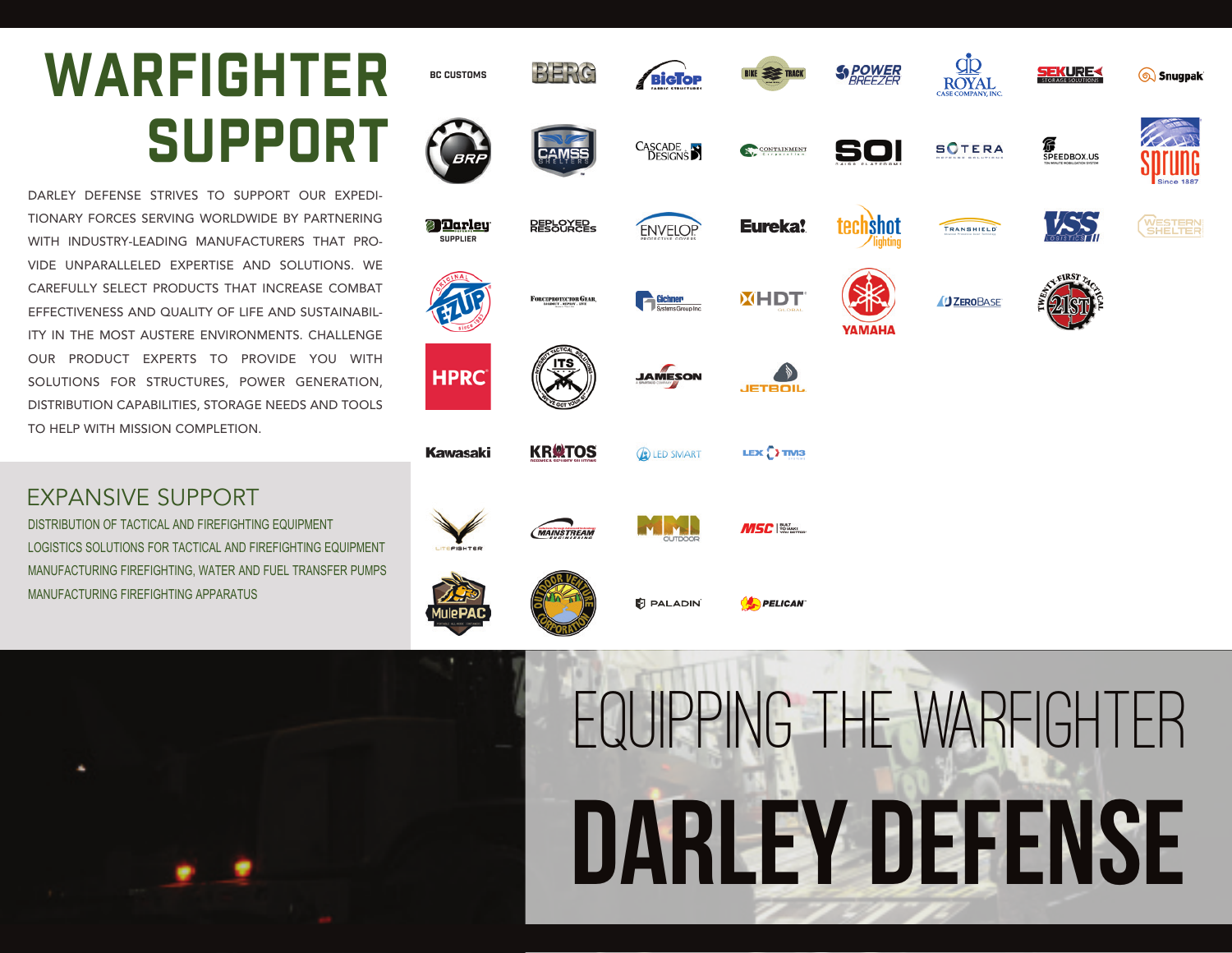# WARFIGHTER SUPPORT

DARLEY DEFENSE STRIVES TO SUPPORT OUR EXPEDITIONARY FORCES SERVING WORLDWIDE BY PARTNERING WITH INDUSTRY-LEADING MANUFACTURERS THAT PROVIDE UNPARALLELED EXPERTISE AND SOLUTIONS. WE CAREFULLY SELECT PRODUCTS THAT INCREASE COMBAT EFFECTIVENESS AND QUALITY OF LIFE AND SUSTAINABILITY IN THE MOST AUSTERE ENVIRONMENTS. CHALLENGE OUR PRODUCT EXPERTS TO PROVIDE YOU WITH SOLUTIONS FOR STRUCTURES, POWER GENERATION, DISTRIBUTION CAPABILITIES, STORAGE NEEDS AND TOOLS TO HELP WITH MISSION COMPLETION.

## EXPANSIVE SUPPORT

DISTRIBUTION OF TACTICAL AND FIREFIGHTING EQUIPMENT
LOGISTICS SOLUTIONS FOR TACTICAL AND FIREFIGHTING EQUIPMENT
MANUFACTURING FIREFIGHTING, WATER AND FUEL TRANSFER PUMPS
MANUFACTURING FIREFIGHTING APPARATUS

BC CUSTOMS
BERG
BigTop
BIKE TRACK
POWER BREEZER
ROYAL CASE COMPANY, INC.
SEKURE STORAGE SOLUTIONS
Snugpak
BRP
CAMSS SHELTERS
CASCADE DESIGNS
CONTAINMENT
SOI
SOTERA
SPEEDBOX.US
Sprung Since 1887
Darley SUPPLIER
DEPLOYED RESOURCES
ENVELOP PROTECTIVE COVERS
Eureka!
techshot lighting
TRANSHIELD
VSS LOGISTICS
WESTERN SHELTER
EZUP
FORCEPROTECTOR GEAR
Gichner Systems Group Inc
HDT GLOBAL
YAMAHA
ZEROBASE
TWENTY-FIRST TACTICAL
HPRC
ITS TACTICAL SOLUTIONS
JAMESON
JETBOIL
Kawasaki
KRATOS
LED SMART
LEX TM3
LITEFIGHTER
MAINSTREAM ENGINEERING
MMI OUTDOOR
MSC
MulePAC
OUTDOOR VENTURE CORPORATION
PALADIN
PELICAN

# EQUIPPING THE WARFIGHTER

# DARLEY DEFENSE